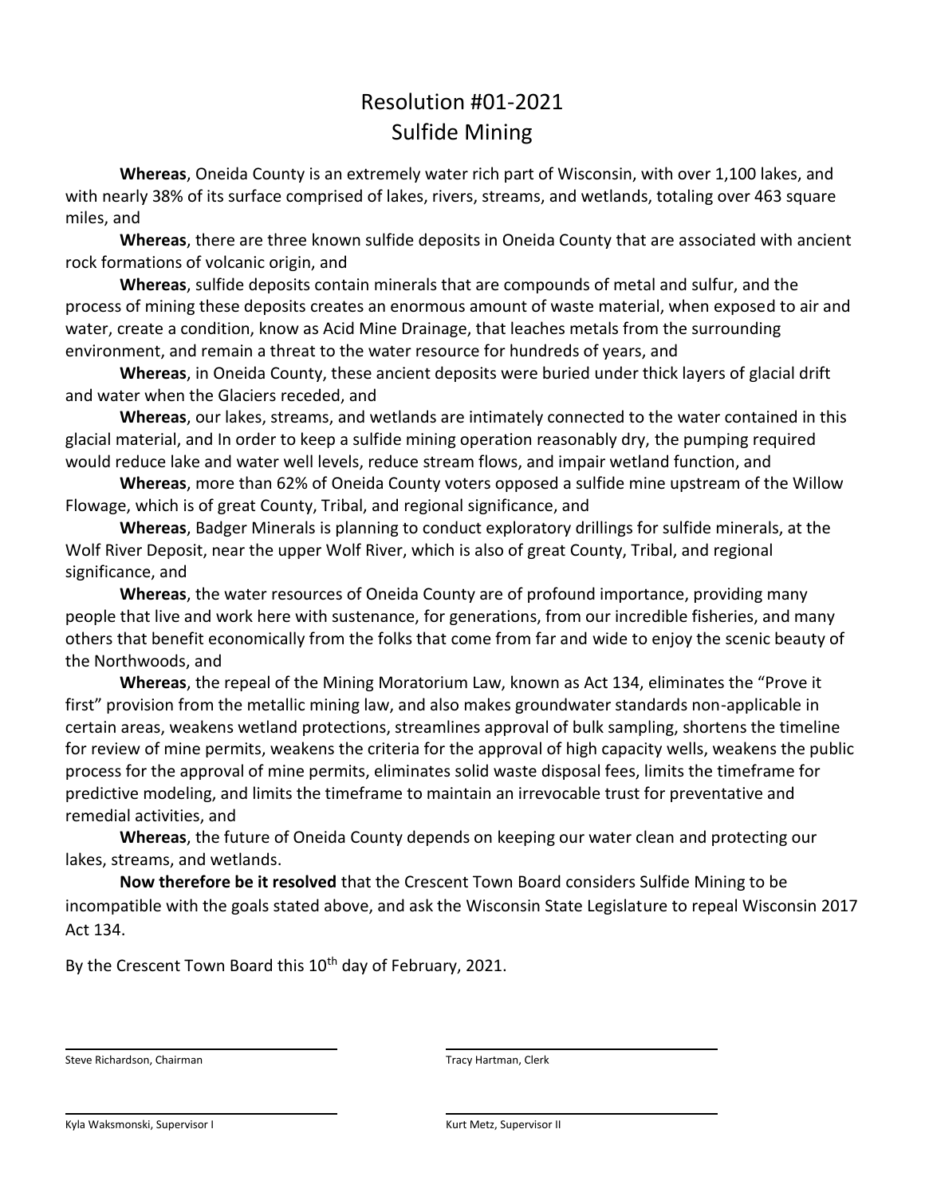# Resolution #01-2021
# Sulfide Mining

**Whereas**, Oneida County is an extremely water rich part of Wisconsin, with over 1,100 lakes, and with nearly 38% of its surface comprised of lakes, rivers, streams, and wetlands, totaling over 463 square miles, and

**Whereas**, there are three known sulfide deposits in Oneida County that are associated with ancient rock formations of volcanic origin, and

**Whereas**, sulfide deposits contain minerals that are compounds of metal and sulfur, and the process of mining these deposits creates an enormous amount of waste material, when exposed to air and water, create a condition, know as Acid Mine Drainage, that leaches metals from the surrounding environment, and remain a threat to the water resource for hundreds of years, and

**Whereas**, in Oneida County, these ancient deposits were buried under thick layers of glacial drift and water when the Glaciers receded, and

**Whereas**, our lakes, streams, and wetlands are intimately connected to the water contained in this glacial material, and In order to keep a sulfide mining operation reasonably dry, the pumping required would reduce lake and water well levels, reduce stream flows, and impair wetland function, and

**Whereas**, more than 62% of Oneida County voters opposed a sulfide mine upstream of the Willow Flowage, which is of great County, Tribal, and regional significance, and

**Whereas**, Badger Minerals is planning to conduct exploratory drillings for sulfide minerals, at the Wolf River Deposit, near the upper Wolf River, which is also of great County, Tribal, and regional significance, and

**Whereas**, the water resources of Oneida County are of profound importance, providing many people that live and work here with sustenance, for generations, from our incredible fisheries, and many others that benefit economically from the folks that come from far and wide to enjoy the scenic beauty of the Northwoods, and

**Whereas**, the repeal of the Mining Moratorium Law, known as Act 134, eliminates the "Prove it first" provision from the metallic mining law, and also makes groundwater standards non-applicable in certain areas, weakens wetland protections, streamlines approval of bulk sampling, shortens the timeline for review of mine permits, weakens the criteria for the approval of high capacity wells, weakens the public process for the approval of mine permits, eliminates solid waste disposal fees, limits the timeframe for predictive modeling, and limits the timeframe to maintain an irrevocable trust for preventative and remedial activities, and

**Whereas**, the future of Oneida County depends on keeping our water clean and protecting our lakes, streams, and wetlands.

**Now therefore be it resolved** that the Crescent Town Board considers Sulfide Mining to be incompatible with the goals stated above, and ask the Wisconsin State Legislature to repeal Wisconsin 2017 Act 134.

By the Crescent Town Board this 10th day of February, 2021.

Steve Richardson, Chairman

Tracy Hartman, Clerk

Kyla Waksmonski, Supervisor I

Kurt Metz, Supervisor II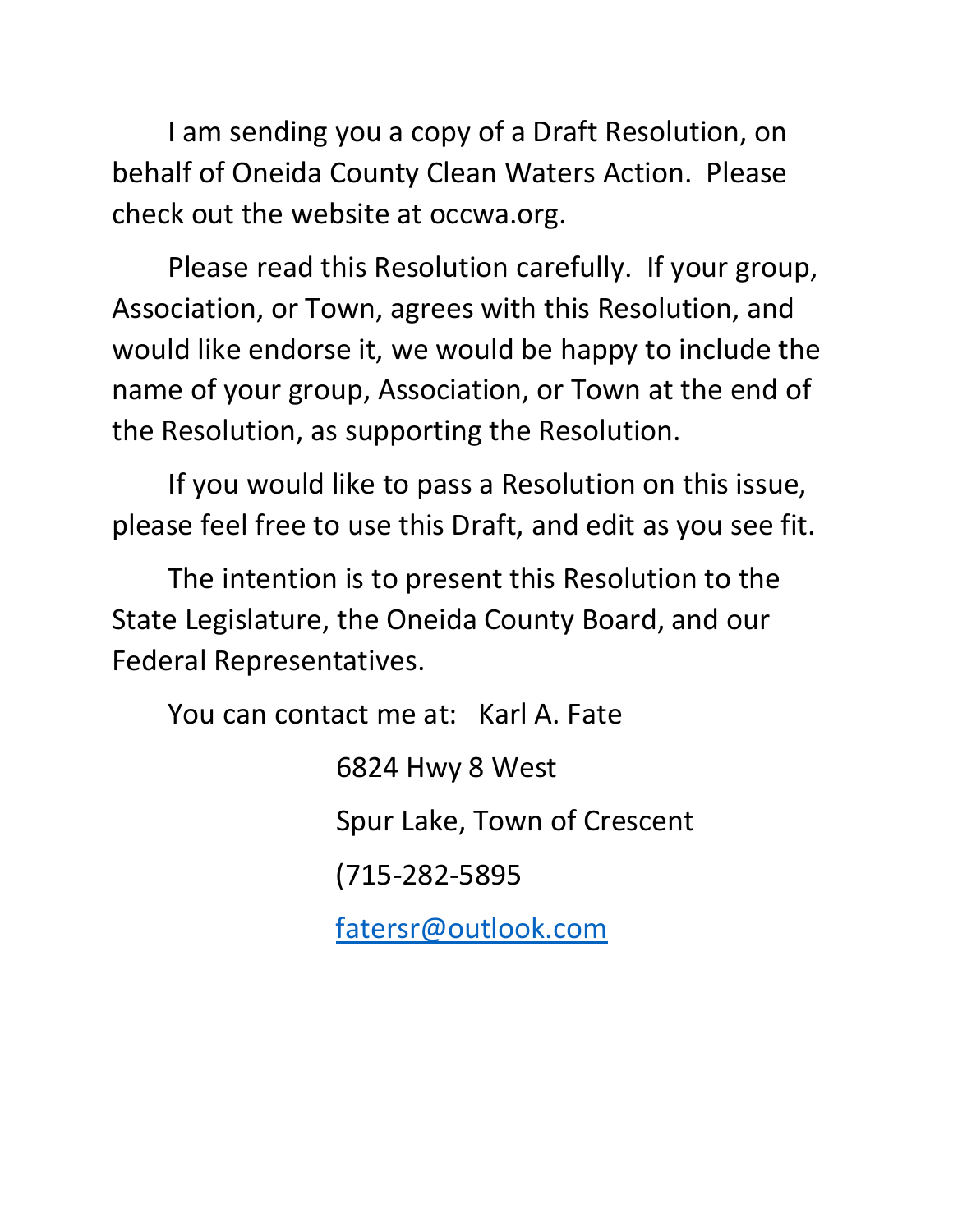I am sending you a copy of a Draft Resolution, on behalf of Oneida County Clean Waters Action. Please check out the website at occwa.org.

Please read this Resolution carefully. If your group, Association, or Town, agrees with this Resolution, and would like endorse it, we would be happy to include the name of your group, Association, or Town at the end of the Resolution, as supporting the Resolution.

If you would like to pass a Resolution on this issue, please feel free to use this Draft, and edit as you see fit.

The intention is to present this Resolution to the State Legislature, the Oneida County Board, and our Federal Representatives.

You can contact me at: Karl A. Fate

6824 Hwy 8 West

Spur Lake, Town of Crescent

(715-282-5895

fatersr@outlook.com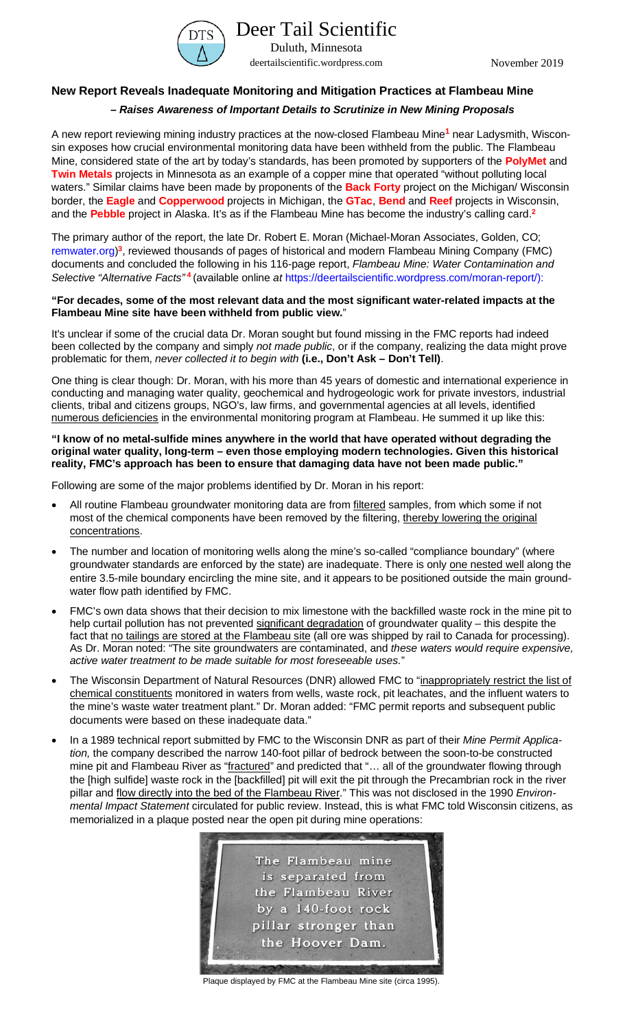Deer Tail Scientific

Duluth, Minnesota

deertailscientific.wordpress.com

November 2019

## New Report Reveals Inadequate Monitoring and Mitigation Practices at Flambeau Mine

### *– Raises Awareness of Important Details to Scrutinize in New Mining Proposals*

A new report reviewing mining industry practices at the now-closed Flambeau Mine[1] near Ladysmith, Wisconsin exposes how crucial environmental monitoring data have been withheld from the public. The Flambeau Mine, considered state of the art by today's standards, has been promoted by supporters of the **PolyMet** and **Twin Metals** projects in Minnesota as an example of a copper mine that operated "without polluting local waters." Similar claims have been made by proponents of the **Back Forty** project on the Michigan/ Wisconsin border, the **Eagle** and **Copperwood** projects in Michigan, the **GTac**, **Bend** and **Reef** projects in Wisconsin, and the **Pebble** project in Alaska. It's as if the Flambeau Mine has become the industry's calling card.[2]

The primary author of the report, the late Dr. Robert E. Moran (Michael-Moran Associates, Golden, CO; remwater.org)[3], reviewed thousands of pages of historical and modern Flambeau Mining Company (FMC) documents and concluded the following in his 116-page report, *Flambeau Mine: Water Contamination and Selective "Alternative Facts"*[4] (available online *at* https://deertailscientific.wordpress.com/moran-report/):

**"For decades, some of the most relevant data and the most significant water-related impacts at the Flambeau Mine site have been withheld from public view.**"

It's unclear if some of the crucial data Dr. Moran sought but found missing in the FMC reports had indeed been collected by the company and simply *not made public*, or if the company, realizing the data might prove problematic for them, *never collected it to begin with* **(i.e., Don't Ask – Don't Tell)**.

One thing is clear though: Dr. Moran, with his more than 45 years of domestic and international experience in conducting and managing water quality, geochemical and hydrogeologic work for private investors, industrial clients, tribal and citizens groups, NGO's, law firms, and governmental agencies at all levels, identified numerous deficiencies in the environmental monitoring program at Flambeau. He summed it up like this:

**"I know of no metal-sulfide mines anywhere in the world that have operated without degrading the original water quality, long-term – even those employing modern technologies. Given this historical reality, FMC's approach has been to ensure that damaging data have not been made public."**

Following are some of the major problems identified by Dr. Moran in his report:

- All routine Flambeau groundwater monitoring data are from filtered samples, from which some if not most of the chemical components have been removed by the filtering, thereby lowering the original concentrations.
- The number and location of monitoring wells along the mine's so-called "compliance boundary" (where groundwater standards are enforced by the state) are inadequate. There is only one nested well along the entire 3.5-mile boundary encircling the mine site, and it appears to be positioned outside the main groundwater flow path identified by FMC.
- FMC's own data shows that their decision to mix limestone with the backfilled waste rock in the mine pit to help curtail pollution has not prevented significant degradation of groundwater quality – this despite the fact that no tailings are stored at the Flambeau site (all ore was shipped by rail to Canada for processing). As Dr. Moran noted: "The site groundwaters are contaminated, and *these waters would require expensive, active water treatment to be made suitable for most foreseeable uses.*"
- The Wisconsin Department of Natural Resources (DNR) allowed FMC to "inappropriately restrict the list of chemical constituents monitored in waters from wells, waste rock, pit leachates, and the influent waters to the mine's waste water treatment plant." Dr. Moran added: "FMC permit reports and subsequent public documents were based on these inadequate data."
- In a 1989 technical report submitted by FMC to the Wisconsin DNR as part of their *Mine Permit Application,* the company described the narrow 140-foot pillar of bedrock between the soon-to-be constructed mine pit and Flambeau River as "fractured" and predicted that "… all of the groundwater flowing through the [high sulfide] waste rock in the [backfilled] pit will exit the pit through the Precambrian rock in the river pillar and flow directly into the bed of the Flambeau River." This was not disclosed in the 1990 *Environmental Impact Statement* circulated for public review. Instead, this is what FMC told Wisconsin citizens, as memorialized in a plaque posted near the open pit during mine operations:

The Flambeau mine is separated from the Flambeau River by a 140-foot rock pillar stronger than the Hoover Dam.

Plaque displayed by FMC at the Flambeau Mine site (circa 1995).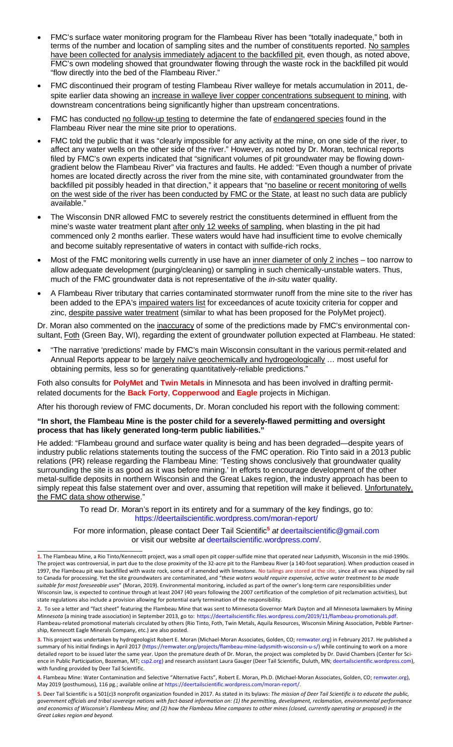- FMC's surface water monitoring program for the Flambeau River has been "totally inadequate," both in terms of the number and location of sampling sites and the number of constituents reported. No samples have been collected for analysis immediately adjacent to the backfilled pit, even though, as noted above, FMC's own modeling showed that groundwater flowing through the waste rock in the backfilled pit would "flow directly into the bed of the Flambeau River."
- FMC discontinued their program of testing Flambeau River walleye for metals accumulation in 2011, despite earlier data showing an increase in walleye liver copper concentrations subsequent to mining, with downstream concentrations being significantly higher than upstream concentrations.
- FMC has conducted no follow-up testing to determine the fate of endangered species found in the Flambeau River near the mine site prior to operations.
- FMC told the public that it was "clearly impossible for any activity at the mine, on one side of the river, to affect any water wells on the other side of the river." However, as noted by Dr. Moran, technical reports filed by FMC's own experts indicated that "significant volumes of pit groundwater may be flowing downgradient below the Flambeau River" via fractures and faults. He added: "Even though a number of private homes are located directly across the river from the mine site, with contaminated groundwater from the backfilled pit possibly headed in that direction," it appears that "no baseline or recent monitoring of wells on the west side of the river has been conducted by FMC or the State, at least no such data are publicly available."
- The Wisconsin DNR allowed FMC to severely restrict the constituents determined in effluent from the mine's waste water treatment plant after only 12 weeks of sampling, when blasting in the pit had commenced only 2 months earlier. These waters would have had insufficient time to evolve chemically and become suitably representative of waters in contact with sulfide-rich rocks.
- Most of the FMC monitoring wells currently in use have an inner diameter of only 2 inches – too narrow to allow adequate development (purging/cleaning) or sampling in such chemically-unstable waters. Thus, much of the FMC groundwater data is not representative of the *in-situ* water quality.
- A Flambeau River tributary that carries contaminated stormwater runoff from the mine site to the river has been added to the EPA's impaired waters list for exceedances of acute toxicity criteria for copper and zinc, despite passive water treatment (similar to what has been proposed for the PolyMet project).

Dr. Moran also commented on the inaccuracy of some of the predictions made by FMC's environmental consultant, Foth (Green Bay, WI), regarding the extent of groundwater pollution expected at Flambeau. He stated:

- "The narrative 'predictions' made by FMC's main Wisconsin consultant in the various permit-related and Annual Reports appear to be largely naïve geochemically and hydrogeologically … most useful for obtaining permits, less so for generating quantitatively-reliable predictions."

Foth also consults for **PolyMet** and **Twin Metals** in Minnesota and has been involved in drafting permit-related documents for the **Back Forty**, **Copperwood** and **Eagle** projects in Michigan.

After his thorough review of FMC documents, Dr. Moran concluded his report with the following comment:

**"In short, the Flambeau Mine is the poster child for a severely-flawed permitting and oversight process that has likely generated long-term public liabilities."**

He added: "Flambeau ground and surface water quality is being and has been degraded—despite years of industry public relations statements touting the success of the FMC operation. Rio Tinto said in a 2013 public relations (PR) release regarding the Flambeau Mine: 'Testing shows conclusively that groundwater quality surrounding the site is as good as it was before mining.' In efforts to encourage development of the other metal-sulfide deposits in northern Wisconsin and the Great Lakes region, the industry approach has been to simply repeat this false statement over and over, assuming that repetition will make it believed. Unfortunately, the FMC data show otherwise."

To read Dr. Moran's report in its entirety and for a summary of the key findings, go to: https://deertailscientific.wordpress.com/moran-report/

For more information, please contact Deer Tail Scientific[5] *at* deertailscientific@gmail.com or visit our website *at* deertailscientific.wordpress.com/.

---

**1.** The Flambeau Mine, a Rio Tinto/Kennecott project, was a small open pit copper-sulfide mine that operated near Ladysmith, Wisconsin in the mid-1990s. The project was controversial, in part due to the close proximity of the 32-acre pit to the Flambeau River (a 140-foot separation). When production ceased in 1997, the Flambeau pit was backfilled with waste rock, some of it amended with limestone. No tailings are stored at the site, since all ore was shipped by rail to Canada for processing. Yet the site groundwaters are contaminated, and "*these waters would require expensive, active water treatment to be made suitable for most foreseeable uses*" (Moran, 2019). Environmental monitoring, included as part of the owner's long-term care responsibilities under Wisconsin law, is expected to continue through at least 2047 (40 years following the 2007 certification of the completion of pit reclamation activities), but state regulations also include a provision allowing for potential early termination of the responsibility.

**2.** To see a letter and "fact sheet" featuring the Flambeau Mine that was sent to Minnesota Governor Mark Dayton and all Minnesota lawmakers by *Mining Minnesota* (a mining trade association) in September 2013, go to: https://deertailscientific.files.wordpress.com/2019/11/flambeau-promotionals.pdf. Flambeau-related promotional materials circulated by others (Rio Tinto, Foth, Twin Metals, Aquila Resources, Wisconsin Mining Association, Pebble Partnership, Kennecott Eagle Minerals Company, etc.) are also posted.

**3.** This project was undertaken by hydrogeologist Robert E. Moran (Michael-Moran Associates, Golden, CO; remwater.org) in February 2017. He published a summary of his initial findings in April 2017 (https://remwater.org/projects/flambeau-mine-ladysmith-wisconsin-u-s/) while continuing to work on a more detailed report to be issued later the same year. Upon the premature death of Dr. Moran, the project was completed by Dr. David Chambers (Center for Science in Public Participation, Bozeman, MT; csp2.org) and research assistant Laura Gauger (Deer Tail Scientific, Duluth, MN; deertailscientific.wordpress.com), with funding provided by Deer Tail Scientific.

**4.** Flambeau Mine: Water Contamination and Selective "Alternative Facts", Robert E. Moran, Ph.D. (Michael-Moran Associates, Golden, CO; remwater.org), May 2019 (posthumous), 116 pg.; available online *at* https://deertailscientific.wordpress.com/moran-report/.

**5.** Deer Tail Scientific is a 501(c)3 nonprofit organization founded in 2017. As stated in its bylaws: *The mission of Deer Tail Scientific is to educate the public, government officials and tribal sovereign nations with fact-based information on: (1) the permitting, development, reclamation, environmental performance and economics of Wisconsin's Flambeau Mine; and (2) how the Flambeau Mine compares to other mines (closed, currently operating or proposed) in the Great Lakes region and beyond.*